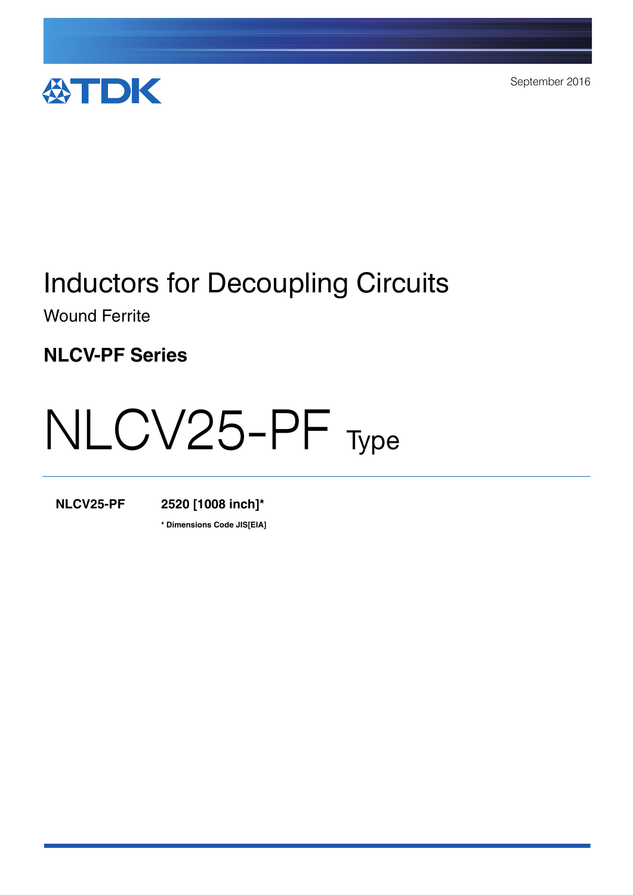TDK

September 2016

# Inductors for Decoupling Circuits

Wound Ferrite

## NLCV-PF Series

# NLCV25-PF Type

| **NLCV25-PF** | **2520 [1008 inch]*** |
|---|---|

**\* Dimensions Code JIS[EIA]**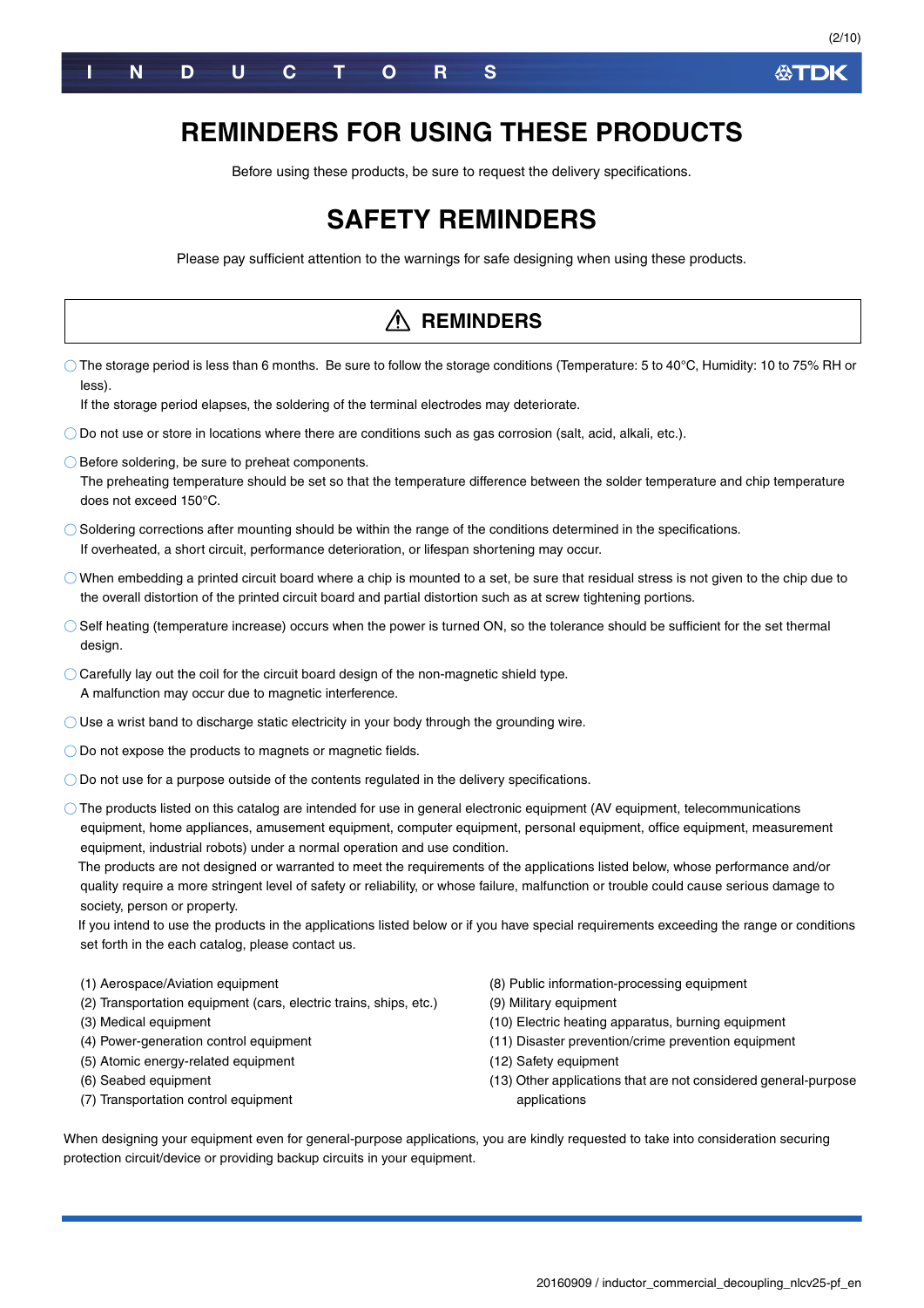# REMINDERS FOR USING THESE PRODUCTS

Before using these products, be sure to request the delivery specifications.

# SAFETY REMINDERS

Please pay sufficient attention to the warnings for safe designing when using these products.

## ⚠ REMINDERS

- ○ The storage period is less than 6 months. Be sure to follow the storage conditions (Temperature: 5 to 40°C, Humidity: 10 to 75% RH or less).
  If the storage period elapses, the soldering of the terminal electrodes may deteriorate.
- ○ Do not use or store in locations where there are conditions such as gas corrosion (salt, acid, alkali, etc.).
- ○ Before soldering, be sure to preheat components.
  The preheating temperature should be set so that the temperature difference between the solder temperature and chip temperature does not exceed 150°C.
- ○ Soldering corrections after mounting should be within the range of the conditions determined in the specifications.
  If overheated, a short circuit, performance deterioration, or lifespan shortening may occur.
- ○ When embedding a printed circuit board where a chip is mounted to a set, be sure that residual stress is not given to the chip due to the overall distortion of the printed circuit board and partial distortion such as at screw tightening portions.
- ○ Self heating (temperature increase) occurs when the power is turned ON, so the tolerance should be sufficient for the set thermal design.
- ○ Carefully lay out the coil for the circuit board design of the non-magnetic shield type.
  A malfunction may occur due to magnetic interference.
- ○ Use a wrist band to discharge static electricity in your body through the grounding wire.
- ○ Do not expose the products to magnets or magnetic fields.
- ○ Do not use for a purpose outside of the contents regulated in the delivery specifications.
- ○ The products listed on this catalog are intended for use in general electronic equipment (AV equipment, telecommunications equipment, home appliances, amusement equipment, computer equipment, personal equipment, office equipment, measurement equipment, industrial robots) under a normal operation and use condition.
  The products are not designed or warranted to meet the requirements of the applications listed below, whose performance and/or quality require a more stringent level of safety or reliability, or whose failure, malfunction or trouble could cause serious damage to society, person or property.
  If you intend to use the products in the applications listed below or if you have special requirements exceeding the range or conditions set forth in the each catalog, please contact us.

(1) Aerospace/Aviation equipment
(2) Transportation equipment (cars, electric trains, ships, etc.)
(3) Medical equipment
(4) Power-generation control equipment
(5) Atomic energy-related equipment
(6) Seabed equipment
(7) Transportation control equipment
(8) Public information-processing equipment
(9) Military equipment
(10) Electric heating apparatus, burning equipment
(11) Disaster prevention/crime prevention equipment
(12) Safety equipment
(13) Other applications that are not considered general-purpose applications

When designing your equipment even for general-purpose applications, you are kindly requested to take into consideration securing protection circuit/device or providing backup circuits in your equipment.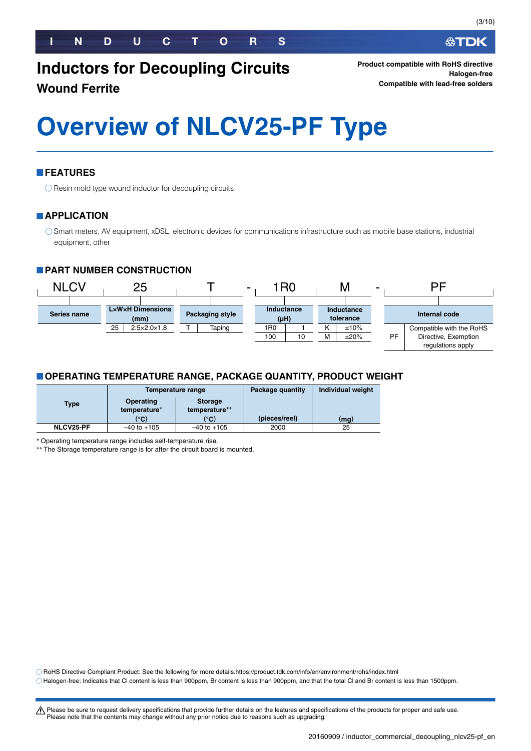# Inductors for Decoupling Circuits

## Wound Ferrite

**Product compatible with RoHS directive**
**Halogen-free**
**Compatible with lead-free solders**

# Overview of NLCV25-PF Type

## FEATURES

○ Resin mold type wound inductor for decoupling circuits.

## APPLICATION

○ Smart meters, AV equipment, xDSL, electronic devices for communications infrastructure such as mobile base stations, industrial equipment, other

## PART NUMBER CONSTRUCTION

NLCV 25 T - 1R0 M - PF

| Series name |
|---|
| NLCV |

| L×W×H Dimensions (mm) | |
|---|---|
| 25 | 2.5×2.0×1.8 |

| Packaging style | |
|---|---|
| T | Taping |

| Inductance (μH) | |
|---|---|
| 1R0 | 1 |
| 100 | 10 |

| Inductance tolerance | |
|---|---|
| K | ±10% |
| M | ±20% |

| Internal code | |
|---|---|
| PF | Compatible with the RoHS Directive, Exemption regulations apply |

## OPERATING TEMPERATURE RANGE, PACKAGE QUANTITY, PRODUCT WEIGHT

| Type | Temperature range | | Package quantity | Individual weight |
|---|---|---|---|---|
| | Operating temperature* (°C) | Storage temperature** (°C) | (pieces/reel) | (mg) |
| NLCV25-PF | –40 to +105 | –40 to +105 | 2000 | 25 |

\* Operating temperature range includes self-temperature rise.
\*\* The Storage temperature range is for after the circuit board is mounted.

○ RoHS Directive Compliant Product: See the following for more details.https://product.tdk.com/info/en/environment/rohs/index.html
○ Halogen-free: Indicates that Cl content is less than 900ppm, Br content is less than 900ppm, and that the total Cl and Br content is less than 1500ppm.

⚠ Please be sure to request delivery specifications that provide further details on the features and specifications of the products for proper and safe use.
Please note that the contents may change without any prior notice due to reasons such as upgrading.

20160909 / inductor_commercial_decoupling_nlcv25-pf_en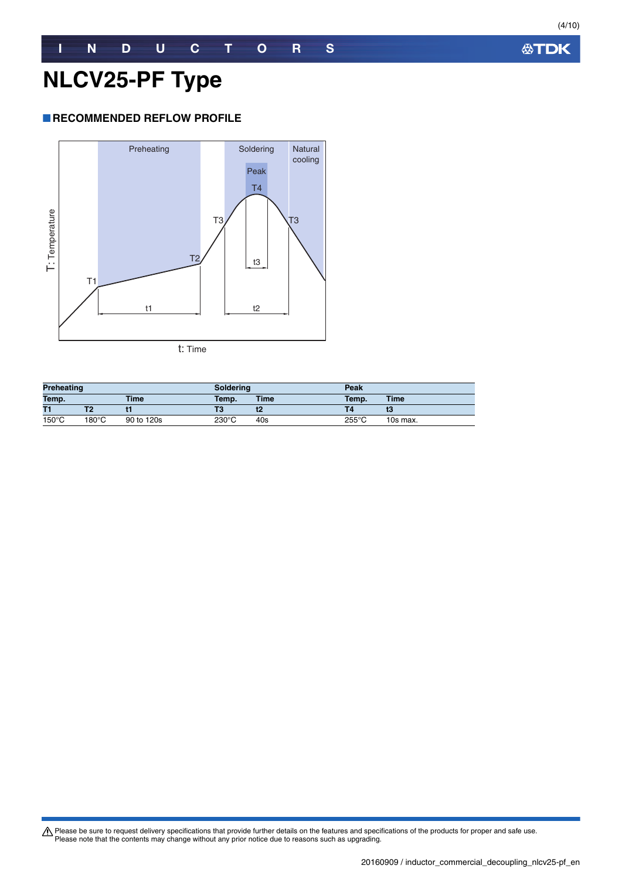# NLCV25-PF Type

## RECOMMENDED REFLOW PROFILE

Preheating

Soldering

Natural cooling

Peak

T4

T3

T3

T2

T1

t1

t2

t3

T: Temperature

t: Time

| Preheating | | | Soldering | | Peak | |
|---|---|---|---|---|---|---|
| Temp. | | Time | Temp. | Time | Temp. | Time |
| T1 | T2 | t1 | T3 | t2 | T4 | t3 |
| 150°C | 180°C | 90 to 120s | 230°C | 40s | 255°C | 10s max. |

⚠ Please be sure to request delivery specifications that provide further details on the features and specifications of the products for proper and safe use.
Please note that the contents may change without any prior notice due to reasons such as upgrading.

20160909 / inductor_commercial_decoupling_nlcv25-pf_en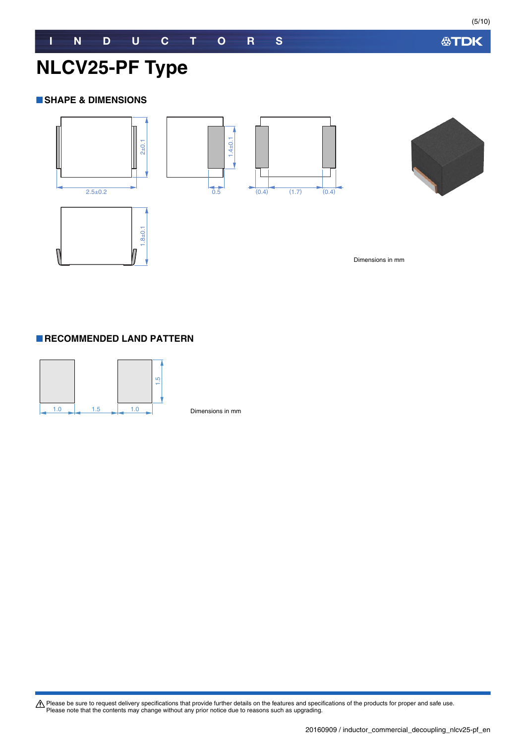# NLCV25-PF Type

## SHAPE & DIMENSIONS

2.5±0.2

2±0.1

0.5

1.4±0.1

(0.4) (1.7) (0.4)

1.8±0.1

Dimensions in mm

## RECOMMENDED LAND PATTERN

1.0 1.5 1.0

1.5

Dimensions in mm

⚠ Please be sure to request delivery specifications that provide further details on the features and specifications of the products for proper and safe use.
Please note that the contents may change without any prior notice due to reasons such as upgrading.

20160909 / inductor_commercial_decoupling_nlcv25-pf_en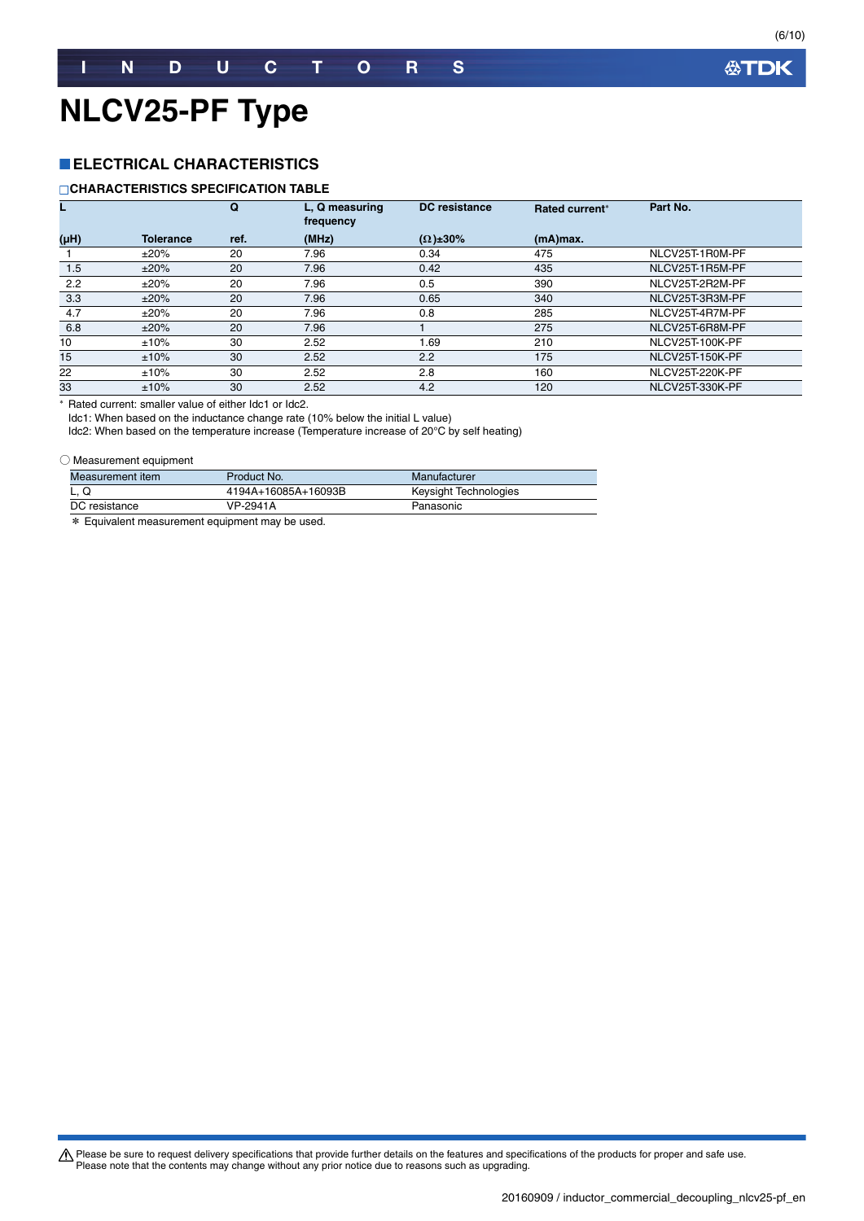# NLCV25-PF Type

## ELECTRICAL CHARACTERISTICS

### CHARACTERISTICS SPECIFICATION TABLE

| L (μH) | Tolerance | Q ref. | L, Q measuring frequency (MHz) | DC resistance (Ω)±30% | Rated current* (mA)max. | Part No. |
|---|---|---|---|---|---|---|
| 1 | ±20% | 20 | 7.96 | 0.34 | 475 | NLCV25T-1R0M-PF |
| 1.5 | ±20% | 20 | 7.96 | 0.42 | 435 | NLCV25T-1R5M-PF |
| 2.2 | ±20% | 20 | 7.96 | 0.5 | 390 | NLCV25T-2R2M-PF |
| 3.3 | ±20% | 20 | 7.96 | 0.65 | 340 | NLCV25T-3R3M-PF |
| 4.7 | ±20% | 20 | 7.96 | 0.8 | 285 | NLCV25T-4R7M-PF |
| 6.8 | ±20% | 20 | 7.96 | 1 | 275 | NLCV25T-6R8M-PF |
| 10 | ±10% | 30 | 2.52 | 1.69 | 210 | NLCV25T-100K-PF |
| 15 | ±10% | 30 | 2.52 | 2.2 | 175 | NLCV25T-150K-PF |
| 22 | ±10% | 30 | 2.52 | 2.8 | 160 | NLCV25T-220K-PF |
| 33 | ±10% | 30 | 2.52 | 4.2 | 120 | NLCV25T-330K-PF |

* Rated current: smaller value of either Idc1 or Idc2.
Idc1: When based on the inductance change rate (10% below the initial L value)
Idc2: When based on the temperature increase (Temperature increase of 20°C by self heating)

○ Measurement equipment

| Measurement item | Product No. | Manufacturer |
|---|---|---|
| L, Q | 4194A+16085A+16093B | Keysight Technologies |
| DC resistance | VP-2941A | Panasonic |

* Equivalent measurement equipment may be used.

⚠ Please be sure to request delivery specifications that provide further details on the features and specifications of the products for proper and safe use.
Please note that the contents may change without any prior notice due to reasons such as upgrading.

20160909 / inductor_commercial_decoupling_nlcv25-pf_en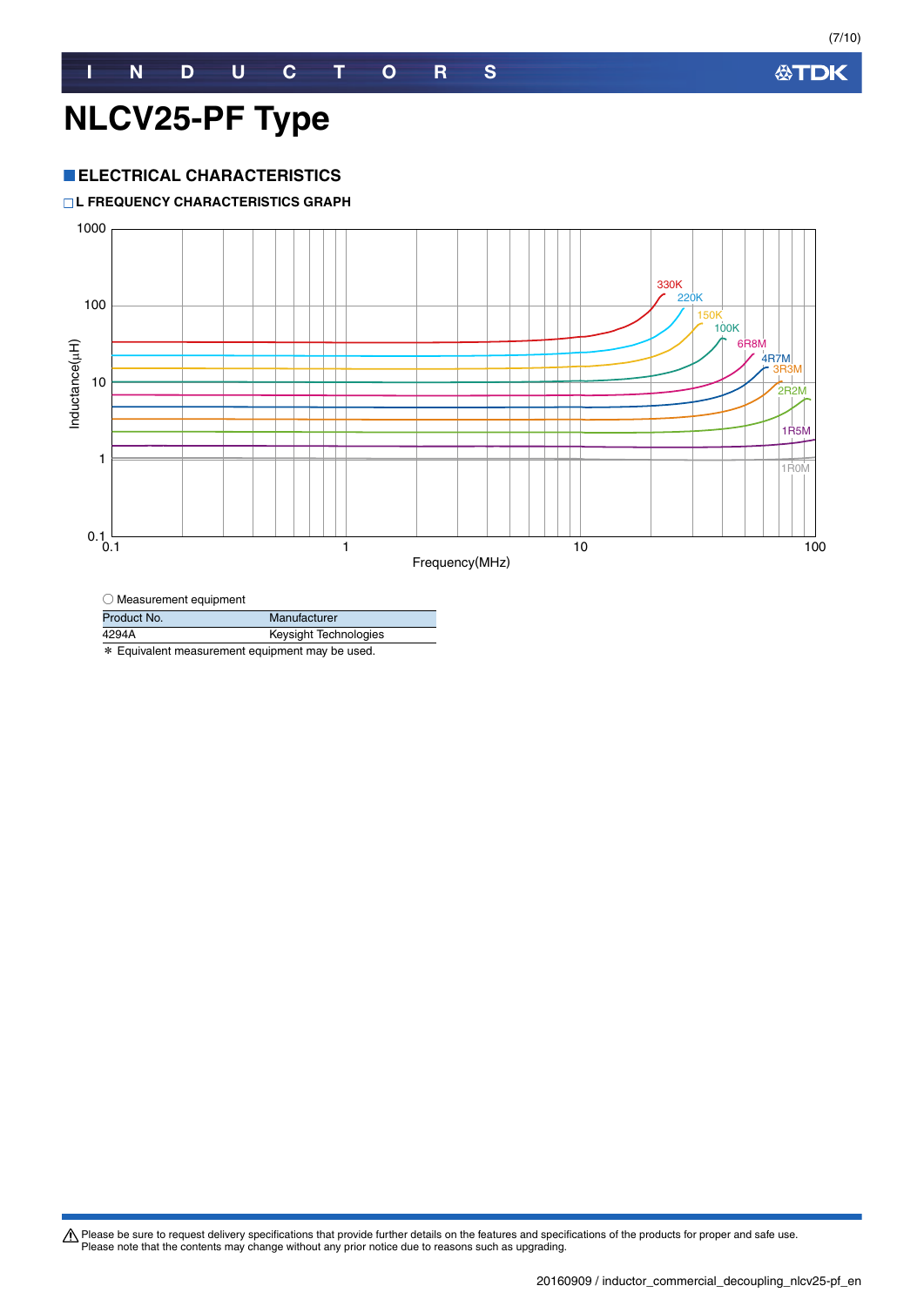# NLCV25-PF Type

## ELECTRICAL CHARACTERISTICS

### L FREQUENCY CHARACTERISTICS GRAPH

Inductance(μH)

1000
100
10
1
0.1

330K
220K
150K
100K
6R8M
4R7M
3R3M
2R2M
1R5M
1R0M

0.1 1 10 100

Frequency(MHz)

○ Measurement equipment

| Product No. | Manufacturer |
|---|---|
| 4294A | Keysight Technologies |

＊ Equivalent measurement equipment may be used.

⚠ Please be sure to request delivery specifications that provide further details on the features and specifications of the products for proper and safe use.
Please note that the contents may change without any prior notice due to reasons such as upgrading.

20160909 / inductor_commercial_decoupling_nlcv25-pf_en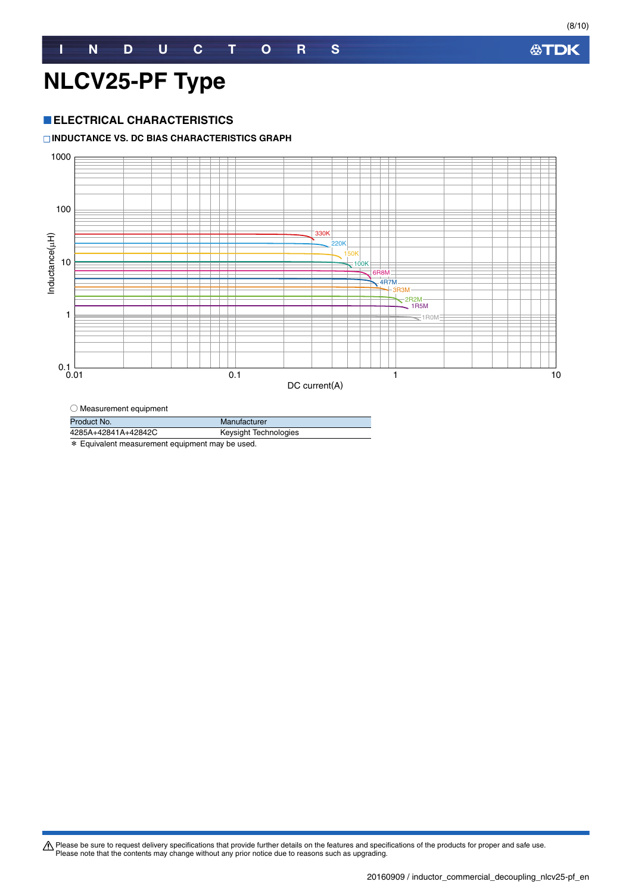# NLCV25-PF Type

## ELECTRICAL CHARACTERISTICS

### INDUCTANCE VS. DC BIAS CHARACTERISTICS GRAPH

○ Measurement equipment

| Product No. | Manufacturer |
| --- | --- |
| 4285A+42841A+42842C | Keysight Technologies |

＊ Equivalent measurement equipment may be used.

⚠ Please be sure to request delivery specifications that provide further details on the features and specifications of the products for proper and safe use.
Please note that the contents may change without any prior notice due to reasons such as upgrading.

20160909 / inductor_commercial_decoupling_nlcv25-pf_en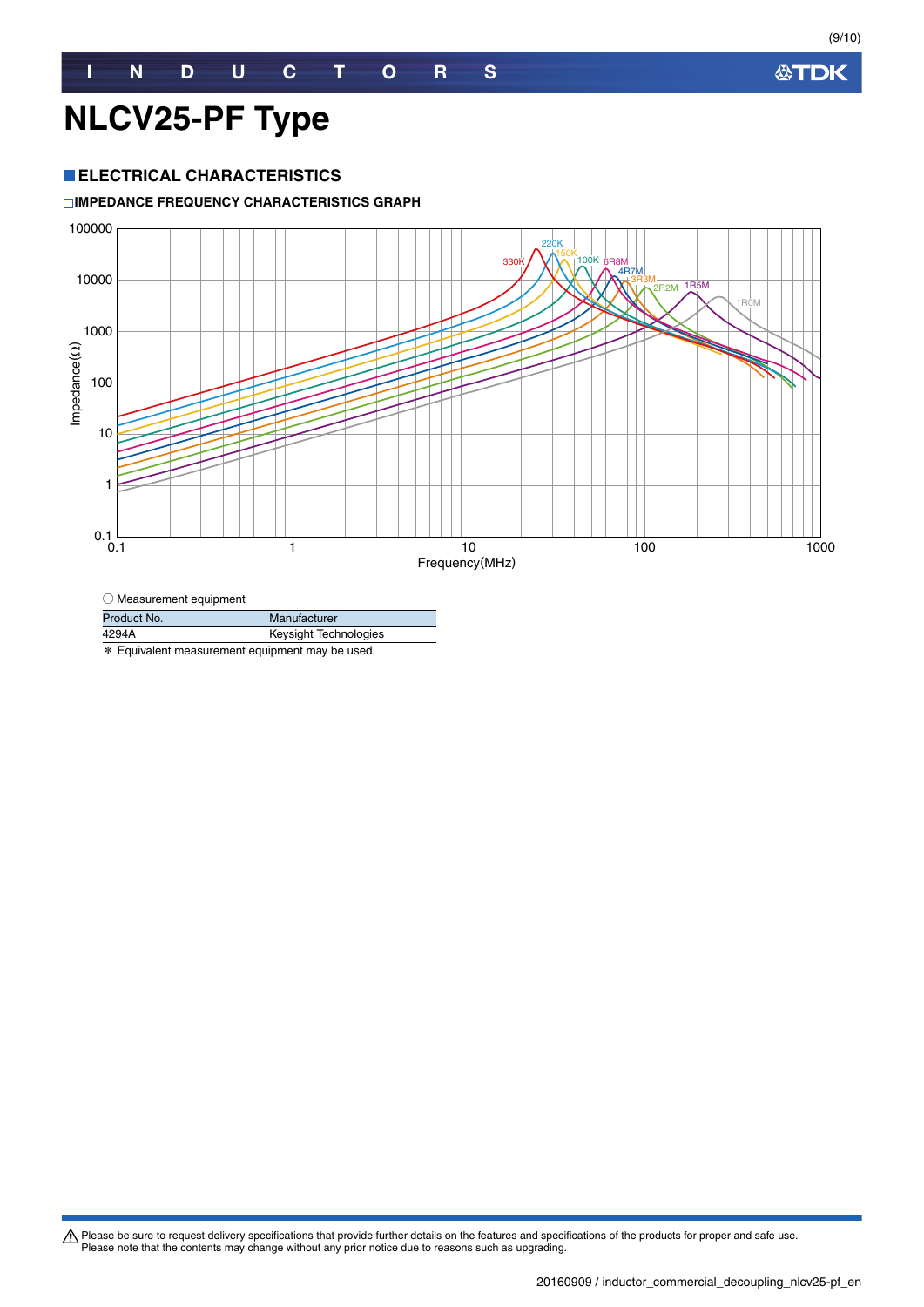# NLCV25-PF Type

## ■ELECTRICAL CHARACTERISTICS

### □IMPEDANCE FREQUENCY CHARACTERISTICS GRAPH

○ Measurement equipment

| Product No. | Manufacturer |
|---|---|
| 4294A | Keysight Technologies |

＊ Equivalent measurement equipment may be used.

⚠ Please be sure to request delivery specifications that provide further details on the features and specifications of the products for proper and safe use.
Please note that the contents may change without any prior notice due to reasons such as upgrading.

20160909 / inductor_commercial_decoupling_nlcv25-pf_en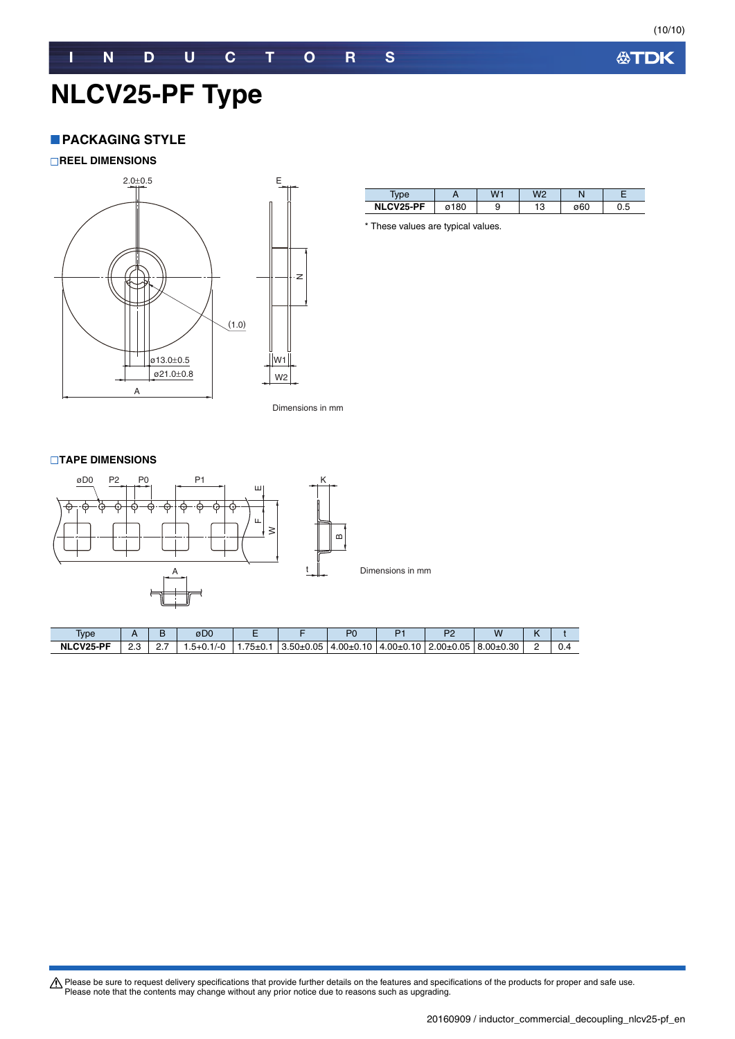# NLCV25-PF Type

## PACKAGING STYLE

### REEL DIMENSIONS

2.0±0.5

E

(1.0)

ø13.0±0.5

ø21.0±0.8

A

N

W1

W2

Dimensions in mm

| Type | A | W1 | W2 | N | E |
|---|---|---|---|---|---|
| NLCV25-PF | ø180 | 9 | 13 | ø60 | 0.5 |

* These values are typical values.

### TAPE DIMENSIONS

øD0 P2 P0 P1

E

F

W

K

B

t

A

Dimensions in mm

| Type | A | B | øD0 | E | F | P0 | P1 | P2 | W | K | t |
|---|---|---|---|---|---|---|---|---|---|---|---|
| NLCV25-PF | 2.3 | 2.7 | 1.5+0.1/-0 | 1.75±0.1 | 3.50±0.05 | 4.00±0.10 | 4.00±0.10 | 2.00±0.05 | 8.00±0.30 | 2 | 0.4 |

⚠ Please be sure to request delivery specifications that provide further details on the features and specifications of the products for proper and safe use.
Please note that the contents may change without any prior notice due to reasons such as upgrading.

20160909 / inductor_commercial_decoupling_nlcv25-pf_en